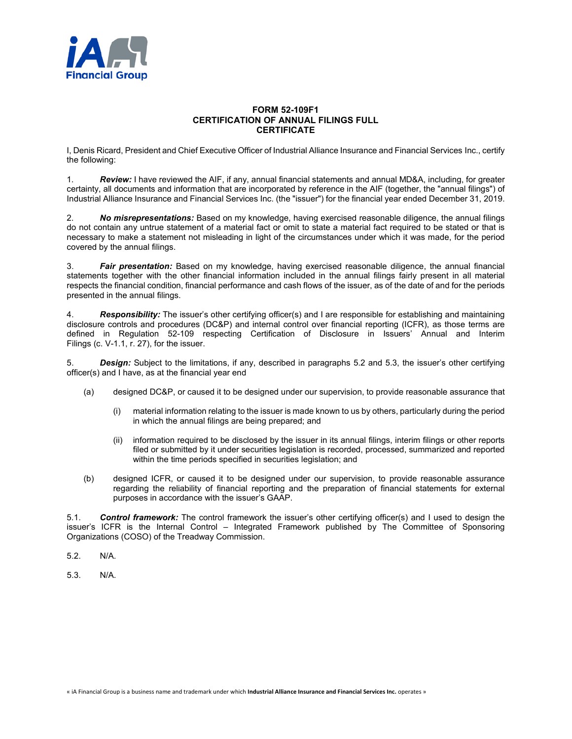# FORM 52-109F1
# CERTIFICATION OF ANNUAL FILINGS FULL CERTIFICATE

I, Denis Ricard, President and Chief Executive Officer of Industrial Alliance Insurance and Financial Services Inc., certify the following:

1. ***Review:*** I have reviewed the AIF, if any, annual financial statements and annual MD&A, including, for greater certainty, all documents and information that are incorporated by reference in the AIF (together, the "annual filings") of Industrial Alliance Insurance and Financial Services Inc. (the "issuer") for the financial year ended December 31, 2019.

2. ***No misrepresentations:*** Based on my knowledge, having exercised reasonable diligence, the annual filings do not contain any untrue statement of a material fact or omit to state a material fact required to be stated or that is necessary to make a statement not misleading in light of the circumstances under which it was made, for the period covered by the annual filings.

3. ***Fair presentation:*** Based on my knowledge, having exercised reasonable diligence, the annual financial statements together with the other financial information included in the annual filings fairly present in all material respects the financial condition, financial performance and cash flows of the issuer, as of the date of and for the periods presented in the annual filings.

4. ***Responsibility:*** The issuer's other certifying officer(s) and I are responsible for establishing and maintaining disclosure controls and procedures (DC&P) and internal control over financial reporting (ICFR), as those terms are defined in Regulation 52-109 respecting Certification of Disclosure in Issuers' Annual and Interim Filings (c. V-1.1, r. 27), for the issuer.

5. ***Design:*** Subject to the limitations, if any, described in paragraphs 5.2 and 5.3, the issuer's other certifying officer(s) and I have, as at the financial year end

   (a) designed DC&P, or caused it to be designed under our supervision, to provide reasonable assurance that

      (i) material information relating to the issuer is made known to us by others, particularly during the period in which the annual filings are being prepared; and

      (ii) information required to be disclosed by the issuer in its annual filings, interim filings or other reports filed or submitted by it under securities legislation is recorded, processed, summarized and reported within the time periods specified in securities legislation; and

   (b) designed ICFR, or caused it to be designed under our supervision, to provide reasonable assurance regarding the reliability of financial reporting and the preparation of financial statements for external purposes in accordance with the issuer's GAAP.

5.1. ***Control framework:*** The control framework the issuer's other certifying officer(s) and I used to design the issuer's ICFR is the Internal Control – Integrated Framework published by The Committee of Sponsoring Organizations (COSO) of the Treadway Commission.

5.2. N/A.

5.3. N/A.

« iA Financial Group is a business name and trademark under which **Industrial Alliance Insurance and Financial Services Inc.** operates »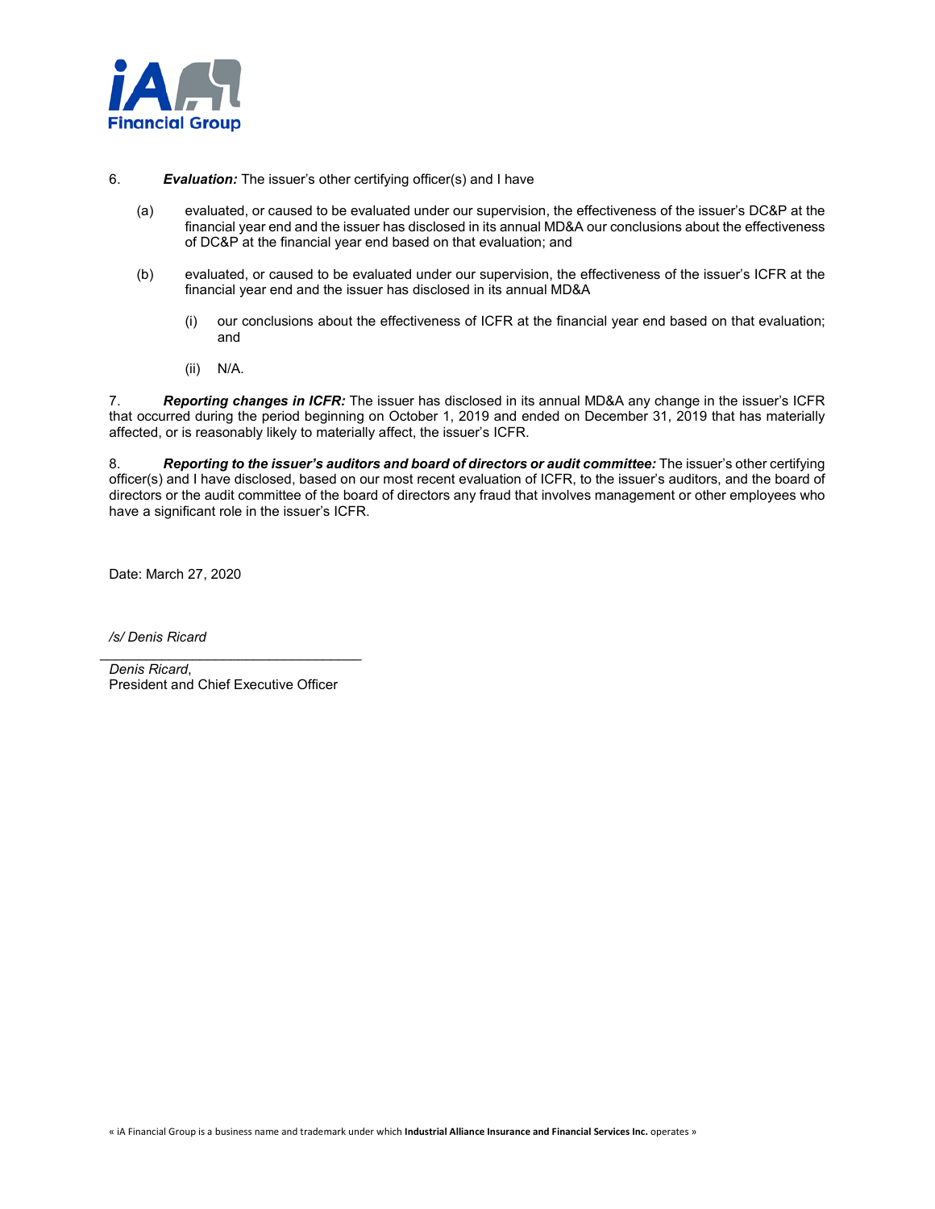6. ***Evaluation:*** The issuer's other certifying officer(s) and I have

(a) evaluated, or caused to be evaluated under our supervision, the effectiveness of the issuer's DC&P at the financial year end and the issuer has disclosed in its annual MD&A our conclusions about the effectiveness of DC&P at the financial year end based on that evaluation; and

(b) evaluated, or caused to be evaluated under our supervision, the effectiveness of the issuer's ICFR at the financial year end and the issuer has disclosed in its annual MD&A

(i) our conclusions about the effectiveness of ICFR at the financial year end based on that evaluation; and

(ii) N/A.

7. ***Reporting changes in ICFR:*** The issuer has disclosed in its annual MD&A any change in the issuer's ICFR that occurred during the period beginning on October 1, 2019 and ended on December 31, 2019 that has materially affected, or is reasonably likely to materially affect, the issuer's ICFR.

8. ***Reporting to the issuer's auditors and board of directors or audit committee:*** The issuer's other certifying officer(s) and I have disclosed, based on our most recent evaluation of ICFR, to the issuer's auditors, and the board of directors or the audit committee of the board of directors any fraud that involves management or other employees who have a significant role in the issuer's ICFR.

Date: March 27, 2020

*/s/ Denis Ricard*

_________________________________

*Denis Ricard*,
President and Chief Executive Officer

« iA Financial Group is a business name and trademark under which **Industrial Alliance Insurance and Financial Services Inc.** operates »